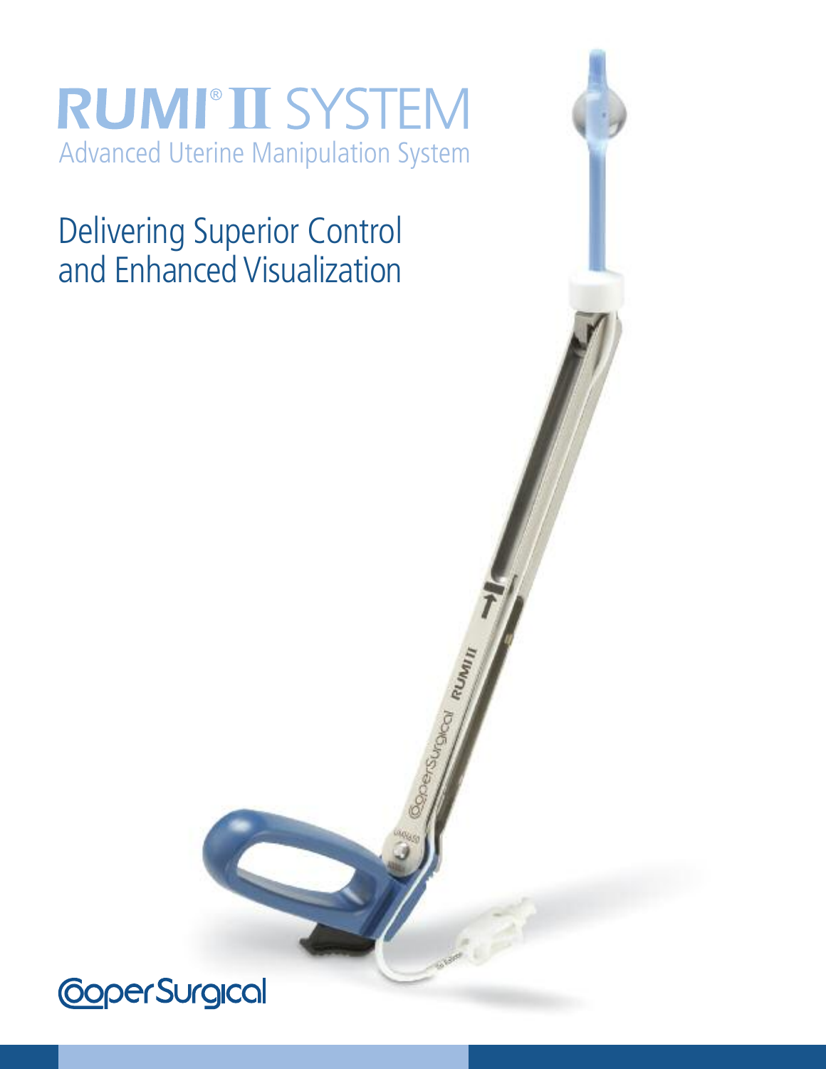# RUMI® II SYSTEM

## Advanced Uterine Manipulation System

Delivering Superior Control and Enhanced Visualization

CooperSurgical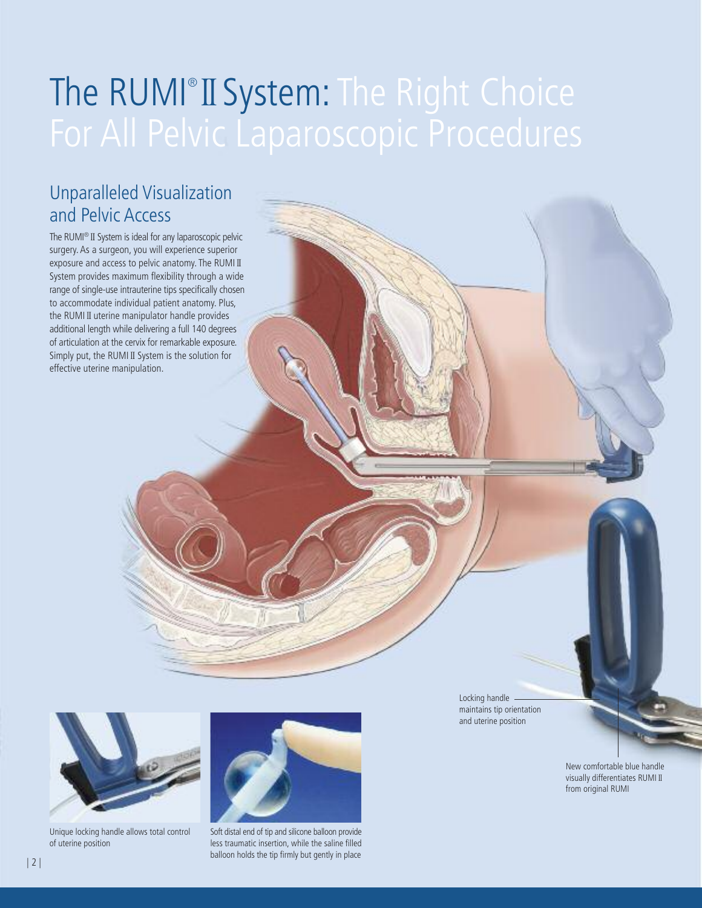# The RUMI® II System: The Right Choice For All Pelvic Laparoscopic Procedures

## Unparalleled Visualization and Pelvic Access

The RUMI® II System is ideal for any laparoscopic pelvic surgery. As a surgeon, you will experience superior exposure and access to pelvic anatomy. The RUMI II System provides maximum flexibility through a wide range of single-use intrauterine tips specifically chosen to accommodate individual patient anatomy. Plus, the RUMI II uterine manipulator handle provides additional length while delivering a full 140 degrees of articulation at the cervix for remarkable exposure. Simply put, the RUMI II System is the solution for effective uterine manipulation.

Locking handle maintains tip orientation and uterine position

New comfortable blue handle visually differentiates RUMI II from original RUMI

Unique locking handle allows total control of uterine position

Soft distal end of tip and silicone balloon provide less traumatic insertion, while the saline filled balloon holds the tip firmly but gently in place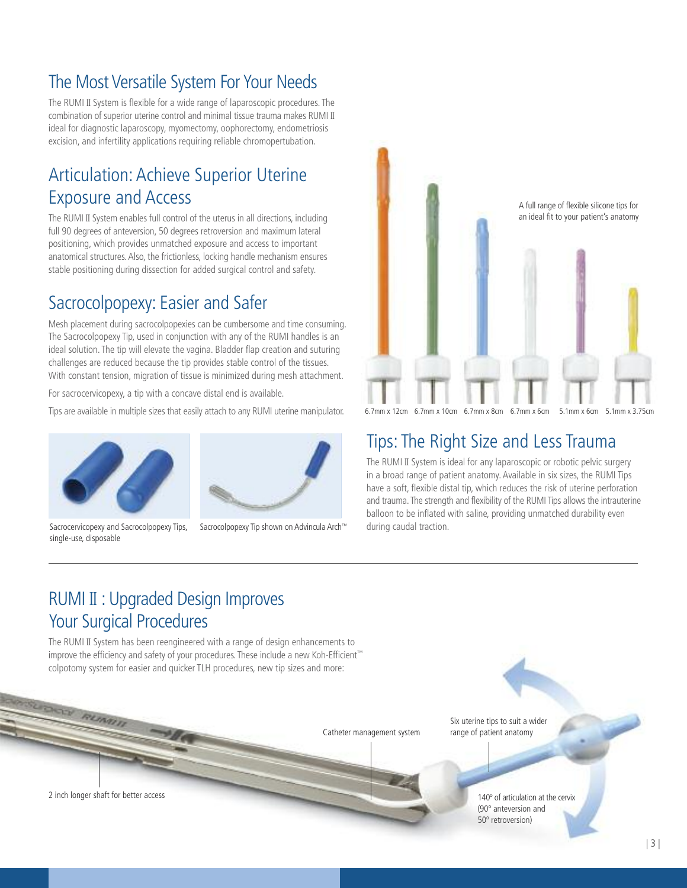## The Most Versatile System For Your Needs

The RUMI II System is flexible for a wide range of laparoscopic procedures. The combination of superior uterine control and minimal tissue trauma makes RUMI II ideal for diagnostic laparoscopy, myomectomy, oophorectomy, endometriosis excision, and infertility applications requiring reliable chromopertubation.

## Articulation: Achieve Superior Uterine Exposure and Access

The RUMI II System enables full control of the uterus in all directions, including full 90 degrees of anteversion, 50 degrees retroversion and maximum lateral positioning, which provides unmatched exposure and access to important anatomical structures. Also, the frictionless, locking handle mechanism ensures stable positioning during dissection for added surgical control and safety.

## Sacrocolpopexy: Easier and Safer

Mesh placement during sacrocolpopexies can be cumbersome and time consuming. The Sacrocolpopexy Tip, used in conjunction with any of the RUMI handles is an ideal solution. The tip will elevate the vagina. Bladder flap creation and suturing challenges are reduced because the tip provides stable control of the tissues. With constant tension, migration of tissue is minimized during mesh attachment.

For sacrocervicopexy, a tip with a concave distal end is available.

Tips are available in multiple sizes that easily attach to any RUMI uterine manipulator.

Sacrocervicopexy and Sacrocolpopexy Tips, single-use, disposable

Sacrocolpopexy Tip shown on Advincula Arch™

A full range of flexible silicone tips for an ideal fit to your patient's anatomy

6.7mm x 12cm   6.7mm x 10cm   6.7mm x 8cm   6.7mm x 6cm   5.1mm x 6cm   5.1mm x 3.75cm

## Tips: The Right Size and Less Trauma

The RUMI II System is ideal for any laparoscopic or robotic pelvic surgery in a broad range of patient anatomy. Available in six sizes, the RUMI Tips have a soft, flexible distal tip, which reduces the risk of uterine perforation and trauma. The strength and flexibility of the RUMI Tips allows the intrauterine balloon to be inflated with saline, providing unmatched durability even during caudal traction.

## RUMI II : Upgraded Design Improves Your Surgical Procedures

The RUMI II System has been reengineered with a range of design enhancements to improve the efficiency and safety of your procedures. These include a new Koh-Efficient™ colpotomy system for easier and quicker TLH procedures, new tip sizes and more:

2 inch longer shaft for better access

Catheter management system

Six uterine tips to suit a wider range of patient anatomy

140° of articulation at the cervix (90° anteversion and 50° retroversion)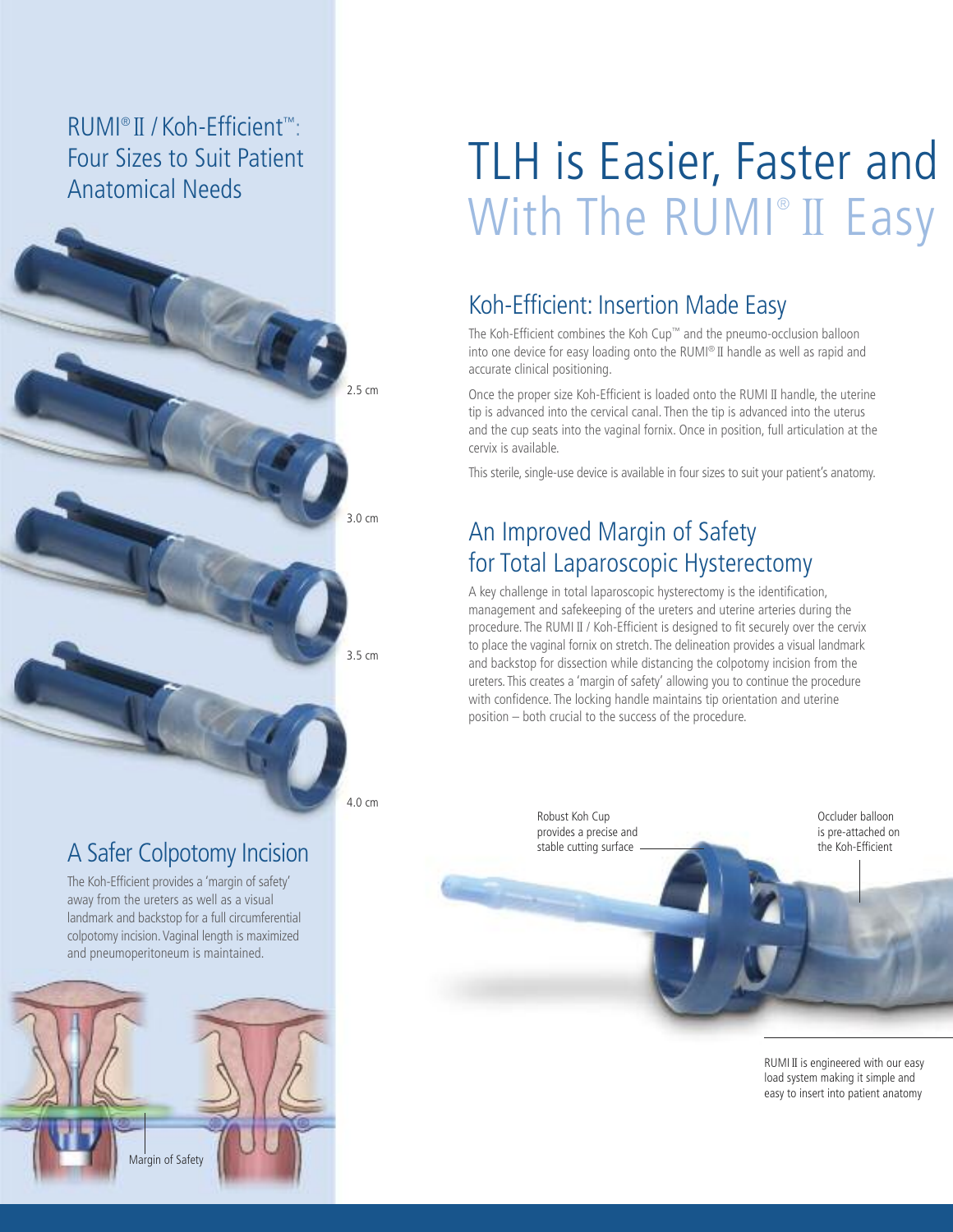## RUMI® II / Koh-Efficient™: Four Sizes to Suit Patient Anatomical Needs

2.5 cm

3.0 cm

3.5 cm

4.0 cm

## A Safer Colpotomy Incision

The Koh-Efficient provides a 'margin of safety' away from the ureters as well as a visual landmark and backstop for a full circumferential colpotomy incision. Vaginal length is maximized and pneumoperitoneum is maintained.

Margin of Safety

# TLH is Easier, Faster and With The RUMI® II Easy

## Koh-Efficient: Insertion Made Easy

The Koh-Efficient combines the Koh Cup™ and the pneumo-occlusion balloon into one device for easy loading onto the RUMI® II handle as well as rapid and accurate clinical positioning.

Once the proper size Koh-Efficient is loaded onto the RUMI II handle, the uterine tip is advanced into the cervical canal. Then the tip is advanced into the uterus and the cup seats into the vaginal fornix. Once in position, full articulation at the cervix is available.

This sterile, single-use device is available in four sizes to suit your patient's anatomy.

## An Improved Margin of Safety for Total Laparoscopic Hysterectomy

A key challenge in total laparoscopic hysterectomy is the identification, management and safekeeping of the ureters and uterine arteries during the procedure. The RUMI II / Koh-Efficient is designed to fit securely over the cervix to place the vaginal fornix on stretch. The delineation provides a visual landmark and backstop for dissection while distancing the colpotomy incision from the ureters. This creates a 'margin of safety' allowing you to continue the procedure with confidence. The locking handle maintains tip orientation and uterine position – both crucial to the success of the procedure.

Robust Koh Cup provides a precise and stable cutting surface

Occluder balloon is pre-attached on the Koh-Efficient

RUMI II is engineered with our easy load system making it simple and easy to insert into patient anatomy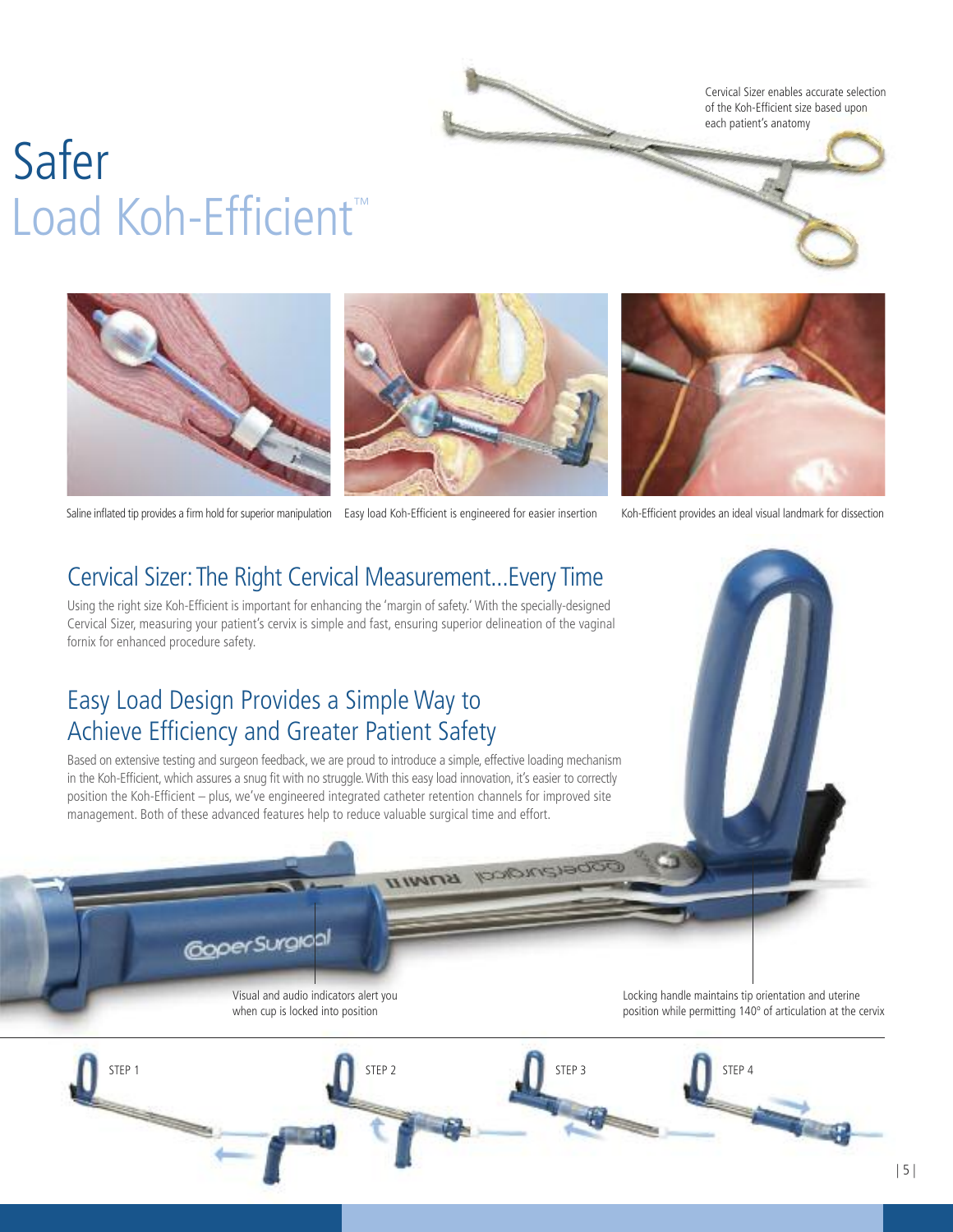# Safer
# Load Koh-Efficient™

Cervical Sizer enables accurate selection of the Koh-Efficient size based upon each patient's anatomy

Saline inflated tip provides a firm hold for superior manipulation

Easy load Koh-Efficient is engineered for easier insertion

Koh-Efficient provides an ideal visual landmark for dissection

## Cervical Sizer: The Right Cervical Measurement...Every Time

Using the right size Koh-Efficient is important for enhancing the 'margin of safety.' With the specially-designed Cervical Sizer, measuring your patient's cervix is simple and fast, ensuring superior delineation of the vaginal fornix for enhanced procedure safety.

## Easy Load Design Provides a Simple Way to Achieve Efficiency and Greater Patient Safety

Based on extensive testing and surgeon feedback, we are proud to introduce a simple, effective loading mechanism in the Koh-Efficient, which assures a snug fit with no struggle. With this easy load innovation, it's easier to correctly position the Koh-Efficient – plus, we've engineered integrated catheter retention channels for improved site management. Both of these advanced features help to reduce valuable surgical time and effort.

Visual and audio indicators alert you when cup is locked into position

Locking handle maintains tip orientation and uterine position while permitting 140° of articulation at the cervix

STEP 1

STEP 2

STEP 3

STEP 4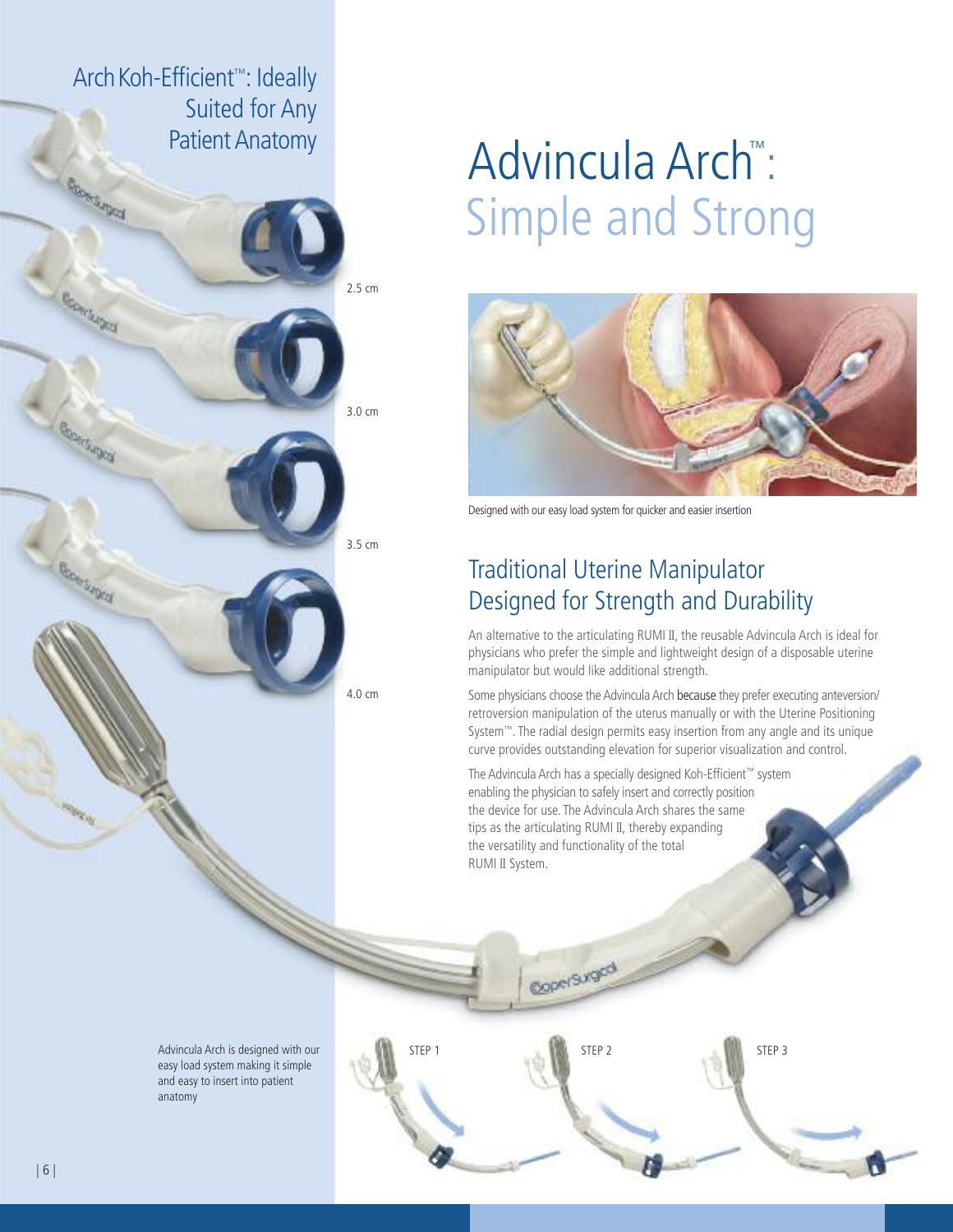Arch Koh-Efficient™: Ideally Suited for Any Patient Anatomy

2.5 cm

3.0 cm

3.5 cm

4.0 cm

# Advincula Arch™: Simple and Strong

Designed with our easy load system for quicker and easier insertion

## Traditional Uterine Manipulator Designed for Strength and Durability

An alternative to the articulating RUMI II, the reusable Advincula Arch is ideal for physicians who prefer the simple and lightweight design of a disposable uterine manipulator but would like additional strength.

Some physicians choose the Advincula Arch because they prefer executing anteversion/retroversion manipulation of the uterus manually or with the Uterine Positioning System™. The radial design permits easy insertion from any angle and its unique curve provides outstanding elevation for superior visualization and control.

The Advincula Arch has a specially designed Koh-Efficient™ system enabling the physician to safely insert and correctly position the device for use. The Advincula Arch shares the same tips as the articulating RUMI II, thereby expanding the versatility and functionality of the total RUMI II System.

Advincula Arch is designed with our easy load system making it simple and easy to insert into patient anatomy

STEP 1

STEP 2

STEP 3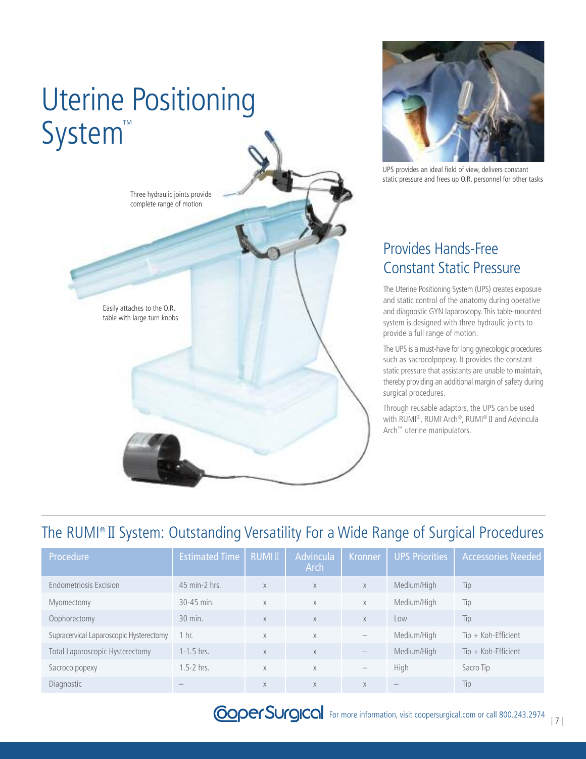# Uterine Positioning System™

Three hydraulic joints provide complete range of motion

Easily attaches to the O.R. table with large turn knobs

UPS provides an ideal field of view, delivers constant static pressure and frees up O.R. personnel for other tasks

## Provides Hands-Free Constant Static Pressure

The Uterine Positioning System (UPS) creates exposure and static control of the anatomy during operative and diagnostic GYN laparoscopy. This table-mounted system is designed with three hydraulic joints to provide a full range of motion.

The UPS is a must-have for long gynecologic procedures such as sacrocolpopexy. It provides the constant static pressure that assistants are unable to maintain, thereby providing an additional margin of safety during surgical procedures.

Through reusable adaptors, the UPS can be used with RUMI®, RUMI Arch®, RUMI® II and Advincula Arch™ uterine manipulators.

## The RUMI® II System: Outstanding Versatility For a Wide Range of Surgical Procedures

| Procedure | Estimated Time | RUMI II | Advincula Arch | Kronner | UPS Priorities | Accessories Needed |
|---|---|---|---|---|---|---|
| Endometriosis Excision | 45 min-2 hrs. | x | x | x | Medium/High | Tip |
| Myomectomy | 30-45 min. | x | x | x | Medium/High | Tip |
| Oophorectomy | 30 min. | x | x | x | Low | Tip |
| Supracervical Laparoscopic Hysterectomy | 1 hr. | x | x | – | Medium/High | Tip + Koh-Efficient |
| Total Laparoscopic Hysterectomy | 1-1.5 hrs. | x | x | – | Medium/High | Tip + Koh-Efficient |
| Sacrocolpopexy | 1.5-2 hrs. | x | x | – | High | Sacro Tip |
| Diagnostic | – | x | x | x | – | Tip |

CooperSurgical For more information, visit coopersurgical.com or call 800.243.2974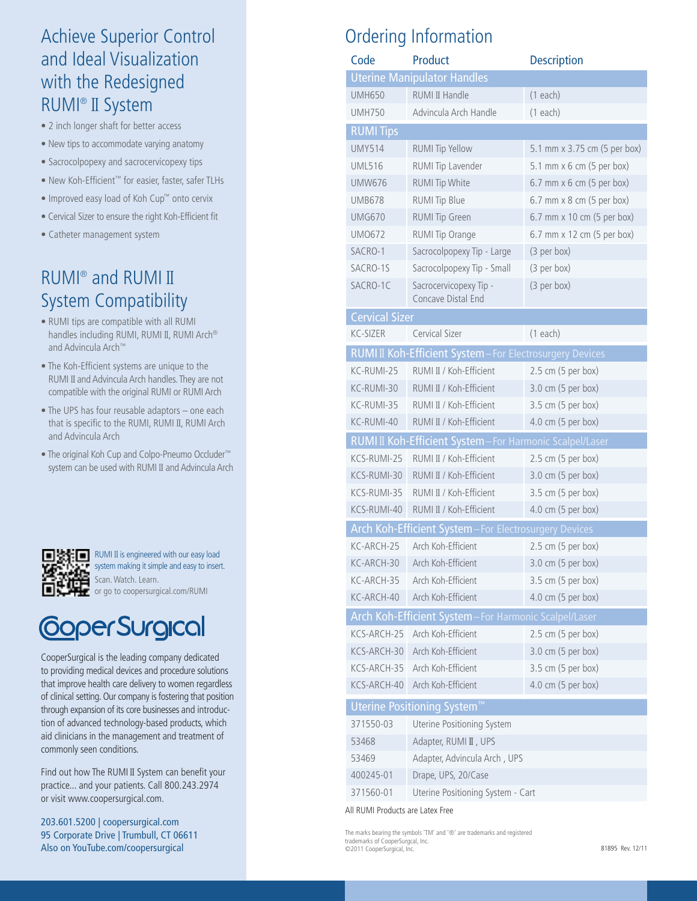## Achieve Superior Control and Ideal Visualization with the Redesigned RUMI® II System

- 2 inch longer shaft for better access
- New tips to accommodate varying anatomy
- Sacrocolpopexy and sacrocervicopexy tips
- New Koh-Efficient™ for easier, faster, safer TLHs
- Improved easy load of Koh Cup™ onto cervix
- Cervical Sizer to ensure the right Koh-Efficient fit
- Catheter management system

## RUMI® and RUMI II System Compatibility

- RUMI tips are compatible with all RUMI handles including RUMI, RUMI II, RUMI Arch® and Advincula Arch™
- The Koh-Efficient systems are unique to the RUMI II and Advincula Arch handles. They are not compatible with the original RUMI or RUMI Arch
- The UPS has four reusable adaptors – one each that is specific to the RUMI, RUMI II, RUMI Arch and Advincula Arch
- The original Koh Cup and Colpo-Pneumo Occluder™ system can be used with RUMI II and Advincula Arch

RUMI II is engineered with our easy load system making it simple and easy to insert.
Scan. Watch. Learn.
or go to coopersurgical.com/RUMI

CooperSurgical

CooperSurgical is the leading company dedicated to providing medical devices and procedure solutions that improve health care delivery to women regardless of clinical setting. Our company is fostering that position through expansion of its core businesses and introduction of advanced technology-based products, which aid clinicians in the management and treatment of commonly seen conditions.

Find out how The RUMI II System can benefit your practice... and your patients. Call 800.243.2974 or visit www.coopersurgical.com.

203.601.5200 | coopersurgical.com
95 Corporate Drive | Trumbull, CT 06611
Also on YouTube.com/coopersurgical

## Ordering Information

| Code | Product | Description |
|---|---|---|
| **Uterine Manipulator Handles** | | |
| UMH650 | RUMI II Handle | (1 each) |
| UMH750 | Advincula Arch Handle | (1 each) |
| **RUMI Tips** | | |
| UMY514 | RUMI Tip Yellow | 5.1 mm x 3.75 cm (5 per box) |
| UML516 | RUMI Tip Lavender | 5.1 mm x 6 cm (5 per box) |
| UMW676 | RUMI Tip White | 6.7 mm x 6 cm (5 per box) |
| UMB678 | RUMI Tip Blue | 6.7 mm x 8 cm (5 per box) |
| UMG670 | RUMI Tip Green | 6.7 mm x 10 cm (5 per box) |
| UMO672 | RUMI Tip Orange | 6.7 mm x 12 cm (5 per box) |
| SACRO-1 | Sacrocolpopexy Tip - Large | (3 per box) |
| SACRO-1S | Sacrocolpopexy Tip - Small | (3 per box) |
| SACRO-1C | Sacrocervicopexy Tip - Concave Distal End | (3 per box) |
| **Cervical Sizer** | | |
| KC-SIZER | Cervical Sizer | (1 each) |
| **RUMI II Koh-Efficient System** – For Electrosurgery Devices | | |
| KC-RUMI-25 | RUMI II / Koh-Efficient | 2.5 cm (5 per box) |
| KC-RUMI-30 | RUMI II / Koh-Efficient | 3.0 cm (5 per box) |
| KC-RUMI-35 | RUMI II / Koh-Efficient | 3.5 cm (5 per box) |
| KC-RUMI-40 | RUMI II / Koh-Efficient | 4.0 cm (5 per box) |
| **RUMI II Koh-Efficient System** – For Harmonic Scalpel/Laser | | |
| KCS-RUMI-25 | RUMI II / Koh-Efficient | 2.5 cm (5 per box) |
| KCS-RUMI-30 | RUMI II / Koh-Efficient | 3.0 cm (5 per box) |
| KCS-RUMI-35 | RUMI II / Koh-Efficient | 3.5 cm (5 per box) |
| KCS-RUMI-40 | RUMI II / Koh-Efficient | 4.0 cm (5 per box) |
| **Arch Koh-Efficient System** – For Electrosurgery Devices | | |
| KC-ARCH-25 | Arch Koh-Efficient | 2.5 cm (5 per box) |
| KC-ARCH-30 | Arch Koh-Efficient | 3.0 cm (5 per box) |
| KC-ARCH-35 | Arch Koh-Efficient | 3.5 cm (5 per box) |
| KC-ARCH-40 | Arch Koh-Efficient | 4.0 cm (5 per box) |
| **Arch Koh-Efficient System** – For Harmonic Scalpel/Laser | | |
| KCS-ARCH-25 | Arch Koh-Efficient | 2.5 cm (5 per box) |
| KCS-ARCH-30 | Arch Koh-Efficient | 3.0 cm (5 per box) |
| KCS-ARCH-35 | Arch Koh-Efficient | 3.5 cm (5 per box) |
| KCS-ARCH-40 | Arch Koh-Efficient | 4.0 cm (5 per box) |
| **Uterine Positioning System™** | | |
| 371550-03 | Uterine Positioning System | |
| 53468 | Adapter, RUMI II , UPS | |
| 53469 | Adapter, Advincula Arch , UPS | |
| 400245-01 | Drape, UPS, 20/Case | |
| 371560-01 | Uterine Positioning System - Cart | |

All RUMI Products are Latex Free

The marks bearing the symbols 'TM' and '®' are trademarks and registered trademarks of CooperSurgcal, Inc.
©2011 CooperSurgical, Inc.

81895 Rev. 12/11